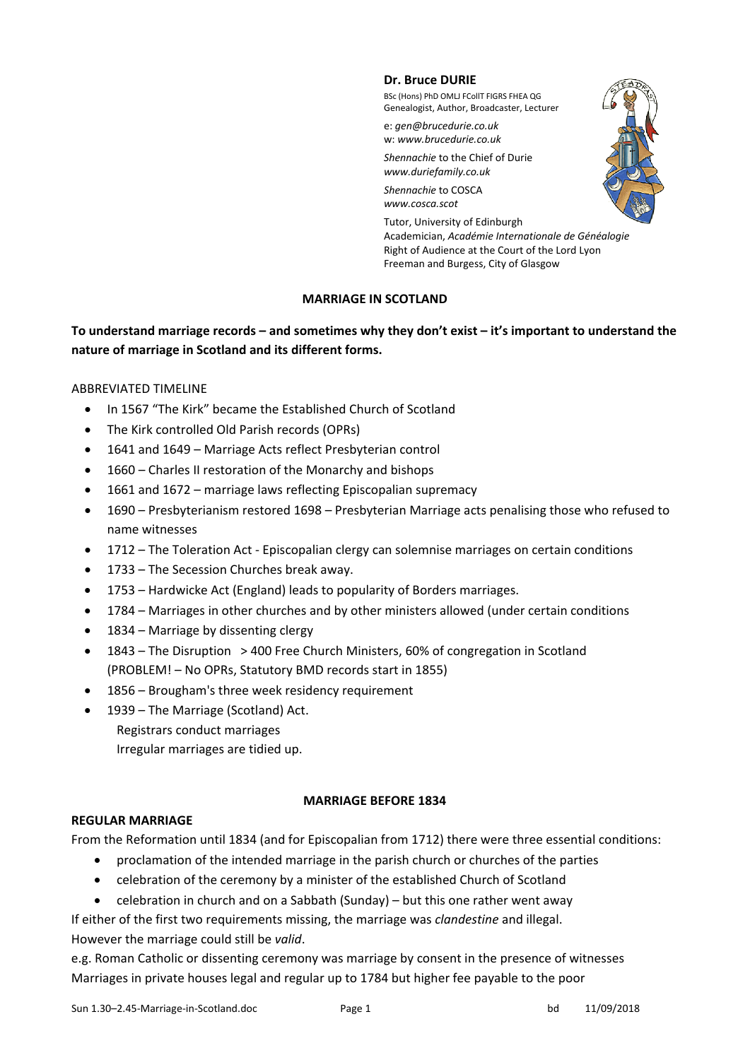**Dr. Bruce DURIE**

BSc (Hons) PhD OMLJ FCollT FIGRS FHEA QG
Genealogist, Author, Broadcaster, Lecturer

e: *gen@brucedurie.co.uk*
w: *www.brucedurie.co.uk*

*Shennachie* to the Chief of Durie
*www.duriefamily.co.uk*

*Shennachie* to COSCA
*www.cosca.scot*

Tutor, University of Edinburgh
Academician, *Académie Internationale de Généalogie*
Right of Audience at the Court of the Lord Lyon
Freeman and Burgess, City of Glasgow

# MARRIAGE IN SCOTLAND

**To understand marriage records – and sometimes why they don't exist – it's important to understand the nature of marriage in Scotland and its different forms.**

ABBREVIATED TIMELINE

- In 1567 "The Kirk" became the Established Church of Scotland
- The Kirk controlled Old Parish records (OPRs)
- 1641 and 1649 – Marriage Acts reflect Presbyterian control
- 1660 – Charles II restoration of the Monarchy and bishops
- 1661 and 1672 – marriage laws reflecting Episcopalian supremacy
- 1690 – Presbyterianism restored 1698 – Presbyterian Marriage acts penalising those who refused to name witnesses
- 1712 – The Toleration Act - Episcopalian clergy can solemnise marriages on certain conditions
- 1733 – The Secession Churches break away.
- 1753 – Hardwicke Act (England) leads to popularity of Borders marriages.
- 1784 – Marriages in other churches and by other ministers allowed (under certain conditions
- 1834 – Marriage by dissenting clergy
- 1843 – The Disruption > 400 Free Church Ministers, 60% of congregation in Scotland (PROBLEM! – No OPRs, Statutory BMD records start in 1855)
- 1856 – Brougham's three week residency requirement
- 1939 – The Marriage (Scotland) Act.
  Registrars conduct marriages
  Irregular marriages are tidied up.

## MARRIAGE BEFORE 1834

### REGULAR MARRIAGE

From the Reformation until 1834 (and for Episcopalian from 1712) there were three essential conditions:

- proclamation of the intended marriage in the parish church or churches of the parties
- celebration of the ceremony by a minister of the established Church of Scotland
- celebration in church and on a Sabbath (Sunday) – but this one rather went away

If either of the first two requirements missing, the marriage was *clandestine* and illegal.
However the marriage could still be *valid*.

e.g. Roman Catholic or dissenting ceremony was marriage by consent in the presence of witnesses
Marriages in private houses legal and regular up to 1784 but higher fee payable to the poor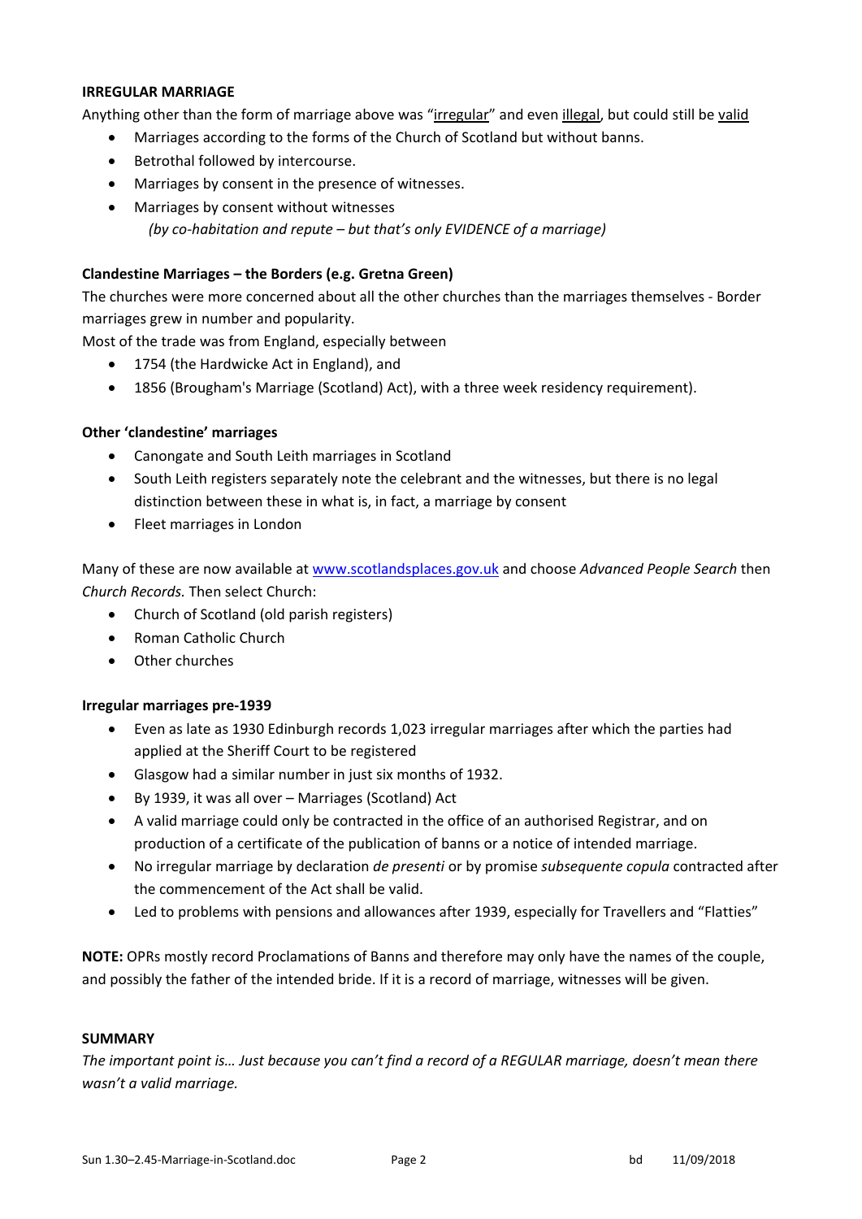**IRREGULAR MARRIAGE**

Anything other than the form of marriage above was "irregular" and even illegal, but could still be valid

- Marriages according to the forms of the Church of Scotland but without banns.
- Betrothal followed by intercourse.
- Marriages by consent in the presence of witnesses.
- Marriages by consent without witnesses
  *(by co-habitation and repute – but that's only EVIDENCE of a marriage)*

**Clandestine Marriages – the Borders (e.g. Gretna Green)**

The churches were more concerned about all the other churches than the marriages themselves - Border marriages grew in number and popularity.

Most of the trade was from England, especially between

- 1754 (the Hardwicke Act in England), and
- 1856 (Brougham's Marriage (Scotland) Act), with a three week residency requirement).

**Other 'clandestine' marriages**

- Canongate and South Leith marriages in Scotland
- South Leith registers separately note the celebrant and the witnesses, but there is no legal distinction between these in what is, in fact, a marriage by consent
- Fleet marriages in London

Many of these are now available at www.scotlandsplaces.gov.uk and choose *Advanced People Search* then *Church Records.* Then select Church:

- Church of Scotland (old parish registers)
- Roman Catholic Church
- Other churches

**Irregular marriages pre-1939**

- Even as late as 1930 Edinburgh records 1,023 irregular marriages after which the parties had applied at the Sheriff Court to be registered
- Glasgow had a similar number in just six months of 1932.
- By 1939, it was all over – Marriages (Scotland) Act
- A valid marriage could only be contracted in the office of an authorised Registrar, and on production of a certificate of the publication of banns or a notice of intended marriage.
- No irregular marriage by declaration *de presenti* or by promise *subsequente copula* contracted after the commencement of the Act shall be valid.
- Led to problems with pensions and allowances after 1939, especially for Travellers and "Flatties"

**NOTE:** OPRs mostly record Proclamations of Banns and therefore may only have the names of the couple, and possibly the father of the intended bride. If it is a record of marriage, witnesses will be given.

**SUMMARY**

*The important point is… Just because you can't find a record of a REGULAR marriage, doesn't mean there wasn't a valid marriage.*